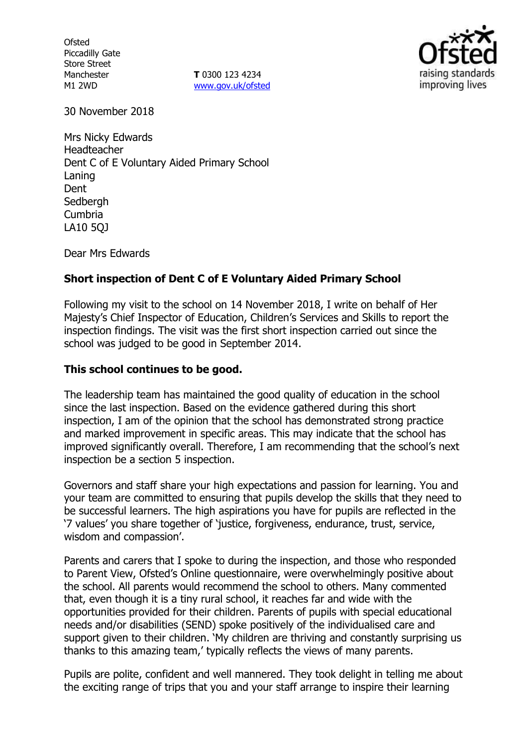Ofsted
Piccadilly Gate
Store Street
Manchester
M1 2WD

**T** 0300 123 4234
www.gov.uk/ofsted

30 November 2018

Mrs Nicky Edwards
Headteacher
Dent C of E Voluntary Aided Primary School
Laning
Dent
Sedbergh
Cumbria
LA10 5QJ

Dear Mrs Edwards

**Short inspection of Dent C of E Voluntary Aided Primary School**

Following my visit to the school on 14 November 2018, I write on behalf of Her Majesty's Chief Inspector of Education, Children's Services and Skills to report the inspection findings. The visit was the first short inspection carried out since the school was judged to be good in September 2014.

**This school continues to be good.**

The leadership team has maintained the good quality of education in the school since the last inspection. Based on the evidence gathered during this short inspection, I am of the opinion that the school has demonstrated strong practice and marked improvement in specific areas. This may indicate that the school has improved significantly overall. Therefore, I am recommending that the school's next inspection be a section 5 inspection.

Governors and staff share your high expectations and passion for learning. You and your team are committed to ensuring that pupils develop the skills that they need to be successful learners. The high aspirations you have for pupils are reflected in the '7 values' you share together of 'justice, forgiveness, endurance, trust, service, wisdom and compassion'.

Parents and carers that I spoke to during the inspection, and those who responded to Parent View, Ofsted's Online questionnaire, were overwhelmingly positive about the school. All parents would recommend the school to others. Many commented that, even though it is a tiny rural school, it reaches far and wide with the opportunities provided for their children. Parents of pupils with special educational needs and/or disabilities (SEND) spoke positively of the individualised care and support given to their children. 'My children are thriving and constantly surprising us thanks to this amazing team,' typically reflects the views of many parents.

Pupils are polite, confident and well mannered. They took delight in telling me about the exciting range of trips that you and your staff arrange to inspire their learning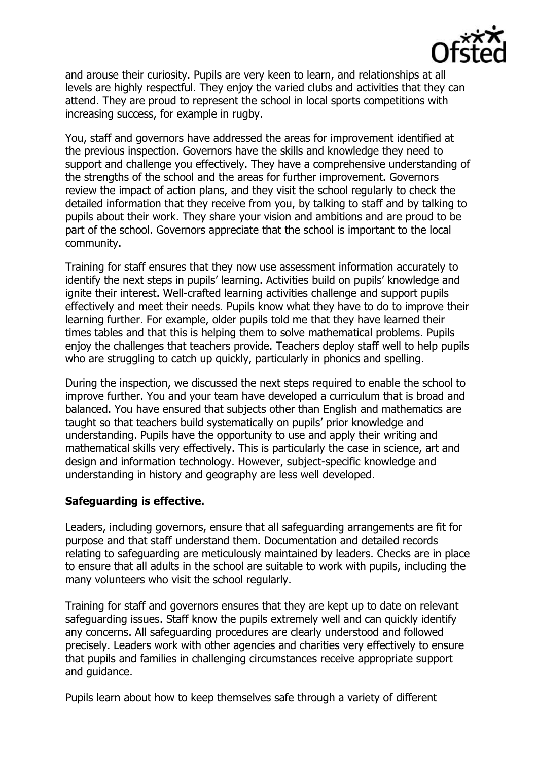and arouse their curiosity. Pupils are very keen to learn, and relationships at all levels are highly respectful. They enjoy the varied clubs and activities that they can attend. They are proud to represent the school in local sports competitions with increasing success, for example in rugby.

You, staff and governors have addressed the areas for improvement identified at the previous inspection. Governors have the skills and knowledge they need to support and challenge you effectively. They have a comprehensive understanding of the strengths of the school and the areas for further improvement. Governors review the impact of action plans, and they visit the school regularly to check the detailed information that they receive from you, by talking to staff and by talking to pupils about their work. They share your vision and ambitions and are proud to be part of the school. Governors appreciate that the school is important to the local community.

Training for staff ensures that they now use assessment information accurately to identify the next steps in pupils' learning. Activities build on pupils' knowledge and ignite their interest. Well-crafted learning activities challenge and support pupils effectively and meet their needs. Pupils know what they have to do to improve their learning further. For example, older pupils told me that they have learned their times tables and that this is helping them to solve mathematical problems. Pupils enjoy the challenges that teachers provide. Teachers deploy staff well to help pupils who are struggling to catch up quickly, particularly in phonics and spelling.

During the inspection, we discussed the next steps required to enable the school to improve further. You and your team have developed a curriculum that is broad and balanced. You have ensured that subjects other than English and mathematics are taught so that teachers build systematically on pupils' prior knowledge and understanding. Pupils have the opportunity to use and apply their writing and mathematical skills very effectively. This is particularly the case in science, art and design and information technology. However, subject-specific knowledge and understanding in history and geography are less well developed.

**Safeguarding is effective.**

Leaders, including governors, ensure that all safeguarding arrangements are fit for purpose and that staff understand them. Documentation and detailed records relating to safeguarding are meticulously maintained by leaders. Checks are in place to ensure that all adults in the school are suitable to work with pupils, including the many volunteers who visit the school regularly.

Training for staff and governors ensures that they are kept up to date on relevant safeguarding issues. Staff know the pupils extremely well and can quickly identify any concerns. All safeguarding procedures are clearly understood and followed precisely. Leaders work with other agencies and charities very effectively to ensure that pupils and families in challenging circumstances receive appropriate support and guidance.

Pupils learn about how to keep themselves safe through a variety of different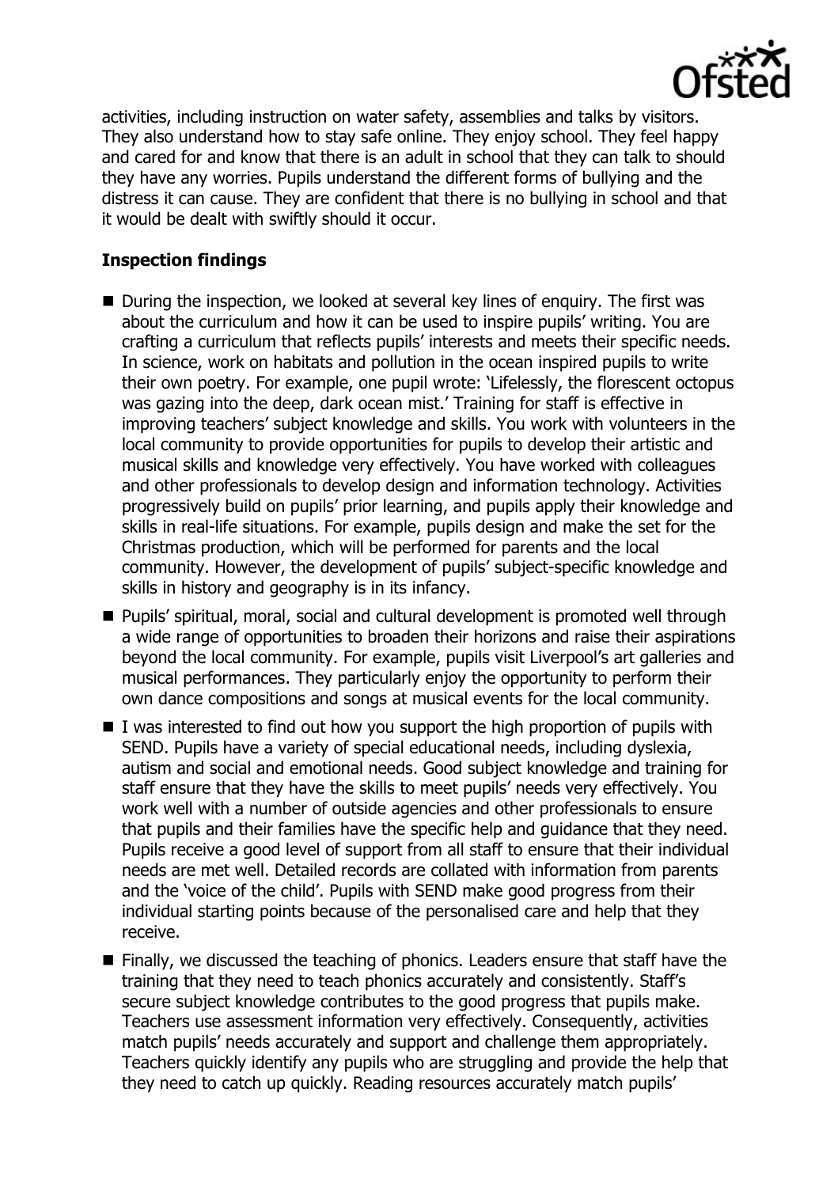activities, including instruction on water safety, assemblies and talks by visitors. They also understand how to stay safe online. They enjoy school. They feel happy and cared for and know that there is an adult in school that they can talk to should they have any worries. Pupils understand the different forms of bullying and the distress it can cause. They are confident that there is no bullying in school and that it would be dealt with swiftly should it occur.

**Inspection findings**

- During the inspection, we looked at several key lines of enquiry. The first was about the curriculum and how it can be used to inspire pupils' writing. You are crafting a curriculum that reflects pupils' interests and meets their specific needs. In science, work on habitats and pollution in the ocean inspired pupils to write their own poetry. For example, one pupil wrote: 'Lifelessly, the florescent octopus was gazing into the deep, dark ocean mist.' Training for staff is effective in improving teachers' subject knowledge and skills. You work with volunteers in the local community to provide opportunities for pupils to develop their artistic and musical skills and knowledge very effectively. You have worked with colleagues and other professionals to develop design and information technology. Activities progressively build on pupils' prior learning, and pupils apply their knowledge and skills in real-life situations. For example, pupils design and make the set for the Christmas production, which will be performed for parents and the local community. However, the development of pupils' subject-specific knowledge and skills in history and geography is in its infancy.
- Pupils' spiritual, moral, social and cultural development is promoted well through a wide range of opportunities to broaden their horizons and raise their aspirations beyond the local community. For example, pupils visit Liverpool's art galleries and musical performances. They particularly enjoy the opportunity to perform their own dance compositions and songs at musical events for the local community.
- I was interested to find out how you support the high proportion of pupils with SEND. Pupils have a variety of special educational needs, including dyslexia, autism and social and emotional needs. Good subject knowledge and training for staff ensure that they have the skills to meet pupils' needs very effectively. You work well with a number of outside agencies and other professionals to ensure that pupils and their families have the specific help and guidance that they need. Pupils receive a good level of support from all staff to ensure that their individual needs are met well. Detailed records are collated with information from parents and the 'voice of the child'. Pupils with SEND make good progress from their individual starting points because of the personalised care and help that they receive.
- Finally, we discussed the teaching of phonics. Leaders ensure that staff have the training that they need to teach phonics accurately and consistently. Staff's secure subject knowledge contributes to the good progress that pupils make. Teachers use assessment information very effectively. Consequently, activities match pupils' needs accurately and support and challenge them appropriately. Teachers quickly identify any pupils who are struggling and provide the help that they need to catch up quickly. Reading resources accurately match pupils'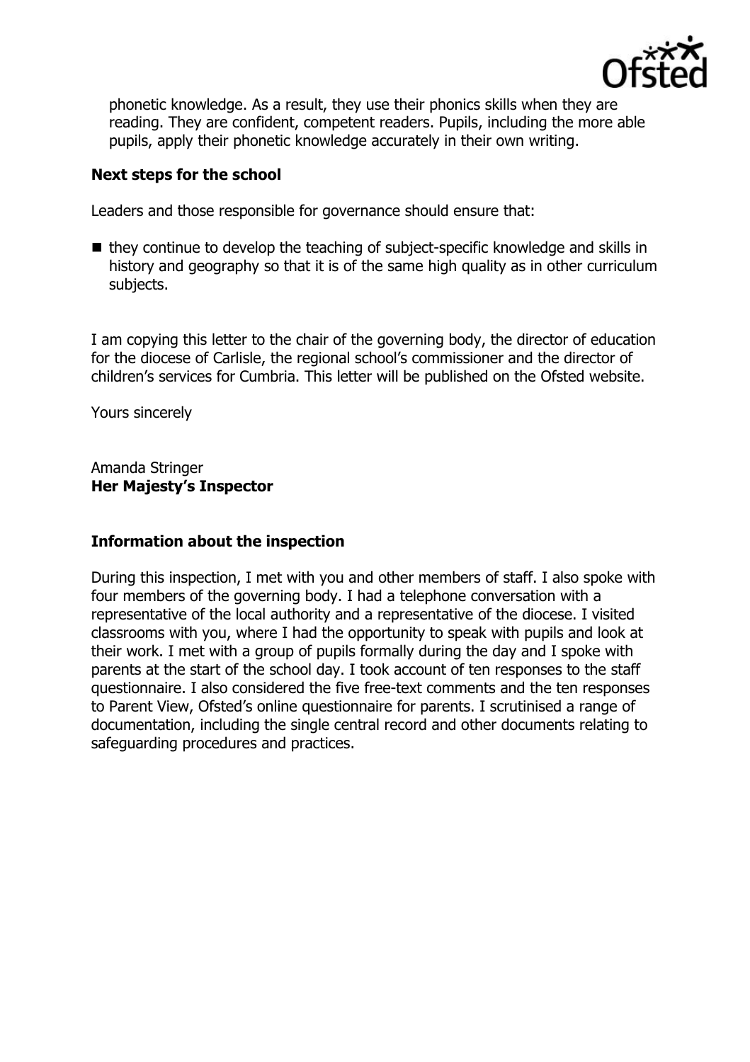phonetic knowledge. As a result, they use their phonics skills when they are reading. They are confident, competent readers. Pupils, including the more able pupils, apply their phonetic knowledge accurately in their own writing.

## Next steps for the school

Leaders and those responsible for governance should ensure that:

- they continue to develop the teaching of subject-specific knowledge and skills in history and geography so that it is of the same high quality as in other curriculum subjects.

I am copying this letter to the chair of the governing body, the director of education for the diocese of Carlisle, the regional school's commissioner and the director of children's services for Cumbria. This letter will be published on the Ofsted website.

Yours sincerely

Amanda Stringer
**Her Majesty's Inspector**

## Information about the inspection

During this inspection, I met with you and other members of staff. I also spoke with four members of the governing body. I had a telephone conversation with a representative of the local authority and a representative of the diocese. I visited classrooms with you, where I had the opportunity to speak with pupils and look at their work. I met with a group of pupils formally during the day and I spoke with parents at the start of the school day. I took account of ten responses to the staff questionnaire. I also considered the five free-text comments and the ten responses to Parent View, Ofsted's online questionnaire for parents. I scrutinised a range of documentation, including the single central record and other documents relating to safeguarding procedures and practices.